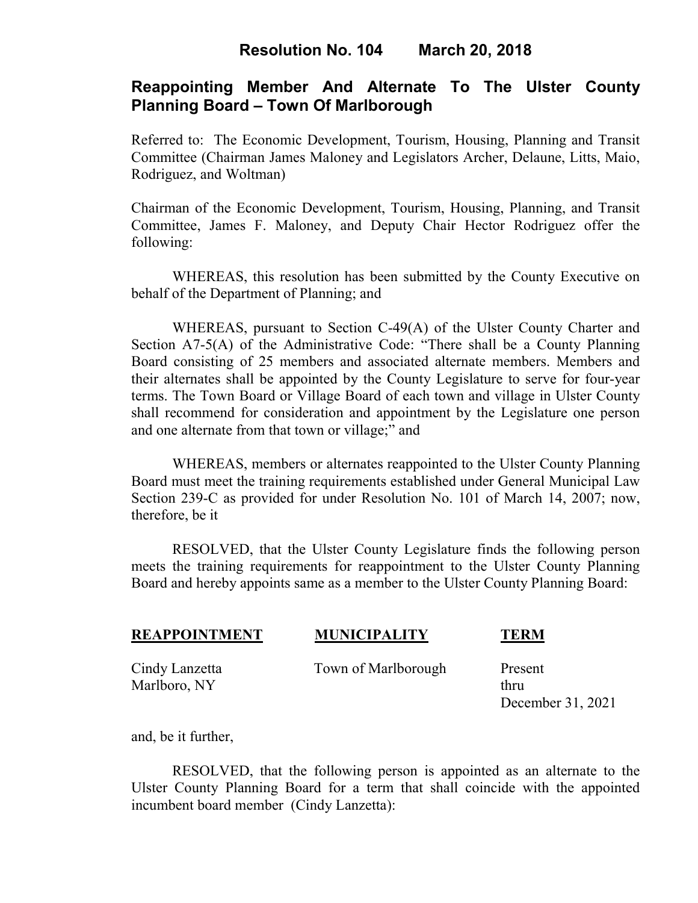# Resolution No. 104 March 20, 2018

## Reappointing Member And Alternate To The Ulster County Planning Board – Town Of Marlborough

Referred to: The Economic Development, Tourism, Housing, Planning and Transit Committee (Chairman James Maloney and Legislators Archer, Delaune, Litts, Maio, Rodriguez, and Woltman)

Chairman of the Economic Development, Tourism, Housing, Planning, and Transit Committee, James F. Maloney, and Deputy Chair Hector Rodriguez offer the following:

WHEREAS, this resolution has been submitted by the County Executive on behalf of the Department of Planning; and

WHEREAS, pursuant to Section C-49(A) of the Ulster County Charter and Section A7-5(A) of the Administrative Code: "There shall be a County Planning Board consisting of 25 members and associated alternate members. Members and their alternates shall be appointed by the County Legislature to serve for four-year terms. The Town Board or Village Board of each town and village in Ulster County shall recommend for consideration and appointment by the Legislature one person and one alternate from that town or village;" and

WHEREAS, members or alternates reappointed to the Ulster County Planning Board must meet the training requirements established under General Municipal Law Section 239-C as provided for under Resolution No. 101 of March 14, 2007; now, therefore, be it

RESOLVED, that the Ulster County Legislature finds the following person meets the training requirements for reappointment to the Ulster County Planning Board and hereby appoints same as a member to the Ulster County Planning Board:

| REAPPOINTMENT | MUNICIPALITY | TERM |
|---|---|---|
| Cindy Lanzetta<br>Marlboro, NY | Town of Marlborough | Present<br>thru<br>December 31, 2021 |

and, be it further,

RESOLVED, that the following person is appointed as an alternate to the Ulster County Planning Board for a term that shall coincide with the appointed incumbent board member (Cindy Lanzetta):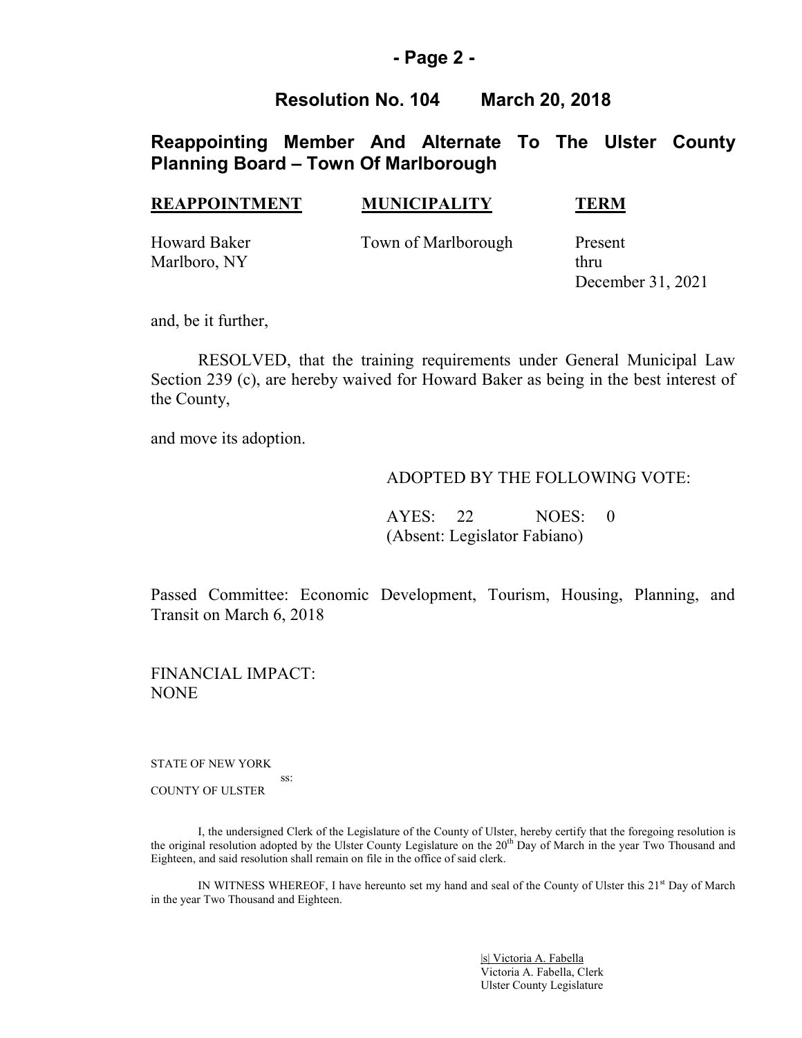## Resolution No. 104 March 20, 2018

## Reappointing Member And Alternate To The Ulster County Planning Board – Town Of Marlborough

| REAPPOINTMENT | MUNICIPALITY | TERM |
|---|---|---|
| Howard Baker<br>Marlboro, NY | Town of Marlborough | Present<br>thru<br>December 31, 2021 |

and, be it further,

RESOLVED, that the training requirements under General Municipal Law Section 239 (c), are hereby waived for Howard Baker as being in the best interest of the County,

and move its adoption.

ADOPTED BY THE FOLLOWING VOTE:

AYES: 22 NOES: 0
(Absent: Legislator Fabiano)

Passed Committee: Economic Development, Tourism, Housing, Planning, and Transit on March 6, 2018

FINANCIAL IMPACT:
NONE

STATE OF NEW YORK
ss:
COUNTY OF ULSTER

I, the undersigned Clerk of the Legislature of the County of Ulster, hereby certify that the foregoing resolution is the original resolution adopted by the Ulster County Legislature on the 20th Day of March in the year Two Thousand and Eighteen, and said resolution shall remain on file in the office of said clerk.

IN WITNESS WHEREOF, I have hereunto set my hand and seal of the County of Ulster this 21st Day of March in the year Two Thousand and Eighteen.

|s| Victoria A. Fabella
Victoria A. Fabella, Clerk
Ulster County Legislature